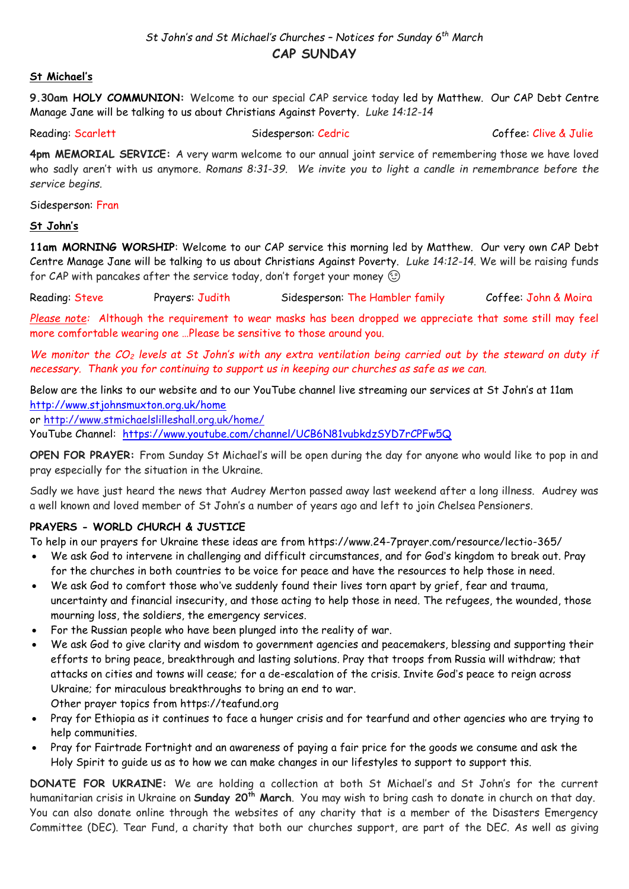*St John's and St Michael's Churches – Notices for Sunday 6th March*

## CAP SUNDAY

**St Michael's**

**9.30am HOLY COMMUNION:** Welcome to our special CAP service today led by Matthew. Our CAP Debt Centre Manage Jane will be talking to us about Christians Against Poverty. *Luke 14:12-14*

Reading: Scarlett Sidesperson: Cedric Coffee: Clive & Julie

**4pm MEMORIAL SERVICE:** *A very warm welcome to our annual joint service of remembering those we have loved who sadly aren't with us anymore. Romans 8:31-39. We invite you to light a candle in remembrance before the service begins.*

Sidesperson: Fran

**St John's**

**11am MORNING WORSHIP**: Welcome to our CAP service this morning led by Matthew. Our very own CAP Debt Centre Manage Jane will be talking to us about Christians Against Poverty. *Luke 14:12-14.* We will be raising funds for CAP with pancakes after the service today, don't forget your money 😉

Reading: Steve Prayers: Judith Sidesperson: The Hambler family Coffee: John & Moira

*Please note*: Although the requirement to wear masks has been dropped we appreciate that some still may feel more comfortable wearing one …Please be sensitive to those around you.

*We monitor the $CO_2$ levels at St John's with any extra ventilation being carried out by the steward on duty if necessary. Thank you for continuing to support us in keeping our churches as safe as we can.*

Below are the links to our website and to our YouTube channel live streaming our services at St John's at 11am
http://www.stjohnsmuxton.org.uk/home
or http://www.stmichaelslilleshall.org.uk/home/
YouTube Channel: https://www.youtube.com/channel/UCB6N81vubkdzSYD7rCPFw5Q

**OPEN FOR PRAYER:** From Sunday St Michael's will be open during the day for anyone who would like to pop in and pray especially for the situation in the Ukraine.

Sadly we have just heard the news that Audrey Merton passed away last weekend after a long illness. Audrey was a well known and loved member of St John's a number of years ago and left to join Chelsea Pensioners.

**PRAYERS - WORLD CHURCH & JUSTICE**

To help in our prayers for Ukraine these ideas are from https://www.24-7prayer.com/resource/lectio-365/

- We ask God to intervene in challenging and difficult circumstances, and for God's kingdom to break out. Pray for the churches in both countries to be voice for peace and have the resources to help those in need.
- We ask God to comfort those who've suddenly found their lives torn apart by grief, fear and trauma, uncertainty and financial insecurity, and those acting to help those in need. The refugees, the wounded, those mourning loss, the soldiers, the emergency services.
- For the Russian people who have been plunged into the reality of war.
- We ask God to give clarity and wisdom to government agencies and peacemakers, blessing and supporting their efforts to bring peace, breakthrough and lasting solutions. Pray that troops from Russia will withdraw; that attacks on cities and towns will cease; for a de-escalation of the crisis. Invite God's peace to reign across Ukraine; for miraculous breakthroughs to bring an end to war.
  Other prayer topics from https://teafund.org
- Pray for Ethiopia as it continues to face a hunger crisis and for tearfund and other agencies who are trying to help communities.
- Pray for Fairtrade Fortnight and an awareness of paying a fair price for the goods we consume and ask the Holy Spirit to guide us as to how we can make changes in our lifestyles to support to support this.

**DONATE FOR UKRAINE:** We are holding a collection at both St Michael's and St John's for the current humanitarian crisis in Ukraine on **Sunday 20th March**. You may wish to bring cash to donate in church on that day. You can also donate online through the websites of any charity that is a member of the Disasters Emergency Committee (DEC). Tear Fund, a charity that both our churches support, are part of the DEC. As well as giving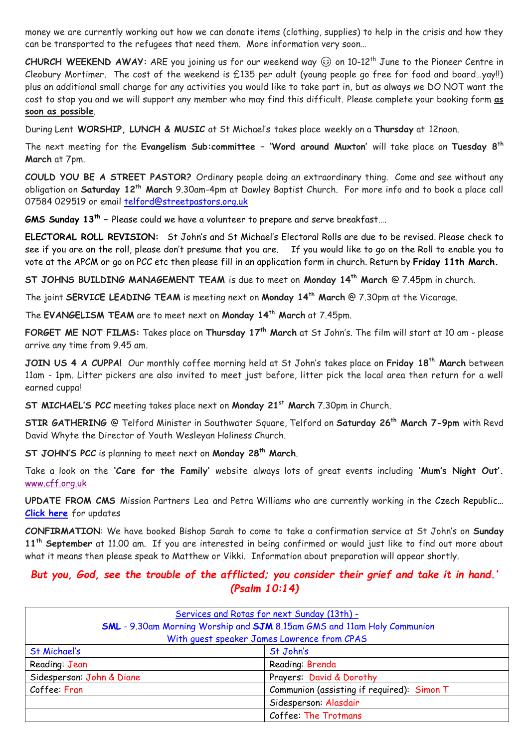money we are currently working out how we can donate items (clothing, supplies) to help in the crisis and how they can be transported to the refugees that need them. More information very soon…

**CHURCH WEEKEND AWAY:** ARE you joining us for our weekend way ☺ on 10-12th June to the Pioneer Centre in Cleobury Mortimer. The cost of the weekend is £135 per adult (young people go free for food and board…yay!!) plus an additional small charge for any activities you would like to take part in, but as always we DO NOT want the cost to stop you and we will support any member who may find this difficult. Please complete your booking form **as soon as possible**.

During Lent **WORSHIP, LUNCH & MUSIC** at St Michael's takes place weekly on a **Thursday** at 12noon.

The next meeting for the **Evangelism Sub:committee – 'Word around Muxton'** will take place on **Tuesday 8th March** at 7pm.

**COULD YOU BE A STREET PASTOR?** Ordinary people doing an extraordinary thing. Come and see without any obligation on **Saturday 12th March** 9.30am-4pm at Dawley Baptist Church. For more info and to book a place call 07584 029519 or email telford@streetpastors.org.uk

**GMS Sunday 13th** – Please could we have a volunteer to prepare and serve breakfast….

**ELECTORAL ROLL REVISION:** St John's and St Michael's Electoral Rolls are due to be revised. Please check to see if you are on the roll, please don't presume that you are. If you would like to go on the Roll to enable you to vote at the APCM or go on PCC etc then please fill in an application form in church. Return by **Friday 11th March.**

**ST JOHNS BUILDING MANAGEMENT TEAM** is due to meet on **Monday 14th March** @ 7.45pm in church.

The joint **SERVICE LEADING TEAM** is meeting next on **Monday 14th March** @ 7.30pm at the Vicarage.

The **EVANGELISM TEAM** are to meet next on **Monday 14th March** at 7.45pm.

**FORGET ME NOT FILMS:** Takes place on **Thursday 17th March** at St John's. The film will start at 10 am - please arrive any time from 9.45 am.

**JOIN US 4 A CUPPA!** Our monthly coffee morning held at St John's takes place on **Friday 18th March** between 11am - 1pm. Litter pickers are also invited to meet just before, litter pick the local area then return for a well earned cuppa!

**ST MICHAEL'S PCC** meeting takes place next on **Monday 21st March** 7.30pm in Church.

**STIR GATHERING** @ Telford Minister in Southwater Square, Telford on **Saturday 26th March 7-9pm** with Revd David Whyte the Director of Youth Wesleyan Holiness Church.

**ST JOHN'S PCC** is planning to meet next on **Monday 28th March**.

Take a look on the **'Care for the Family'** website always lots of great events including **'Mum's Night Out'.** www.cff.org.uk

**UPDATE FROM CMS** Mission Partners Lea and Petra Williams who are currently working in the Czech Republic… **Click here** for updates

**CONFIRMATION**: We have booked Bishop Sarah to come to take a confirmation service at St John's on **Sunday 11th September** at 11.00 am. If you are interested in being confirmed or would just like to find out more about what it means then please speak to Matthew or Vikki. Information about preparation will appear shortly.

***But you, God, see the trouble of the afflicted; you consider their grief and take it in hand.' (Psalm 10:14)***

| Services and Rotas for next Sunday (13th) - **SML** - 9.30am Morning Worship and **SJM** 8.15am GMS and 11am Holy Communion With guest speaker James Lawrence from CPAS | |
|---|---|
| St Michael's | St John's |
| Reading: Jean | Reading: Brenda |
| Sidesperson: John & Diane | Prayers: David & Dorothy |
| Coffee: Fran | Communion (assisting if required): Simon T |
| | Sidesperson: Alasdair |
| | Coffee: The Trotmans |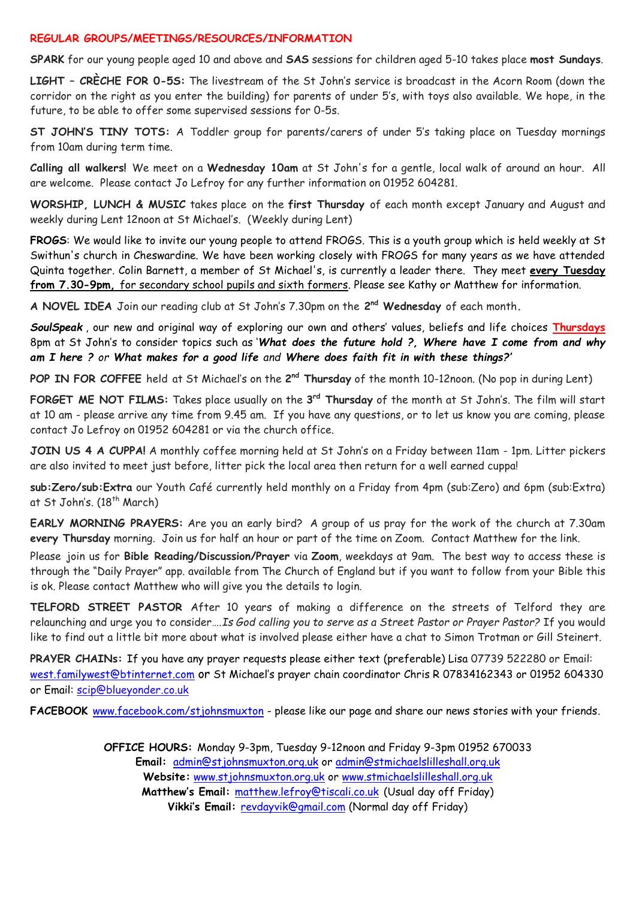## REGULAR GROUPS/MEETINGS/RESOURCES/INFORMATION

**SPARK** for our young people aged 10 and above and **SAS** sessions for children aged 5-10 takes place **most Sundays**.

**LIGHT – CRÈCHE FOR 0-5S:** The livestream of the St John's service is broadcast in the Acorn Room (down the corridor on the right as you enter the building) for parents of under 5's, with toys also available. We hope, in the future, to be able to offer some supervised sessions for 0-5s.

**ST JOHN'S TINY TOTS:** A Toddler group for parents/carers of under 5's taking place on Tuesday mornings from 10am during term time.

**Calling all walkers!** We meet on a **Wednesday 10am** at St John's for a gentle, local walk of around an hour. All are welcome. Please contact Jo Lefroy for any further information on 01952 604281.

**WORSHIP, LUNCH & MUSIC** takes place on the **first Thursday** of each month except January and August and weekly during Lent 12noon at St Michael's. (Weekly during Lent)

**FROGS**: We would like to invite our young people to attend FROGS. This is a youth group which is held weekly at St Swithun's church in Cheswardine. We have been working closely with FROGS for many years as we have attended Quinta together. Colin Barnett, a member of St Michael's, is currently a leader there. They meet **every Tuesday from 7.30-9pm,** for secondary school pupils and sixth formers. Please see Kathy or Matthew for information.

**A NOVEL IDEA** Join our reading club at St John's 7.30pm on the **2nd Wednesday** of each month.

***SoulSpeak*** , our new and original way of exploring our own and others' values, beliefs and life choices **Thursdays** 8pm at St John's to consider topics such as '***What does the future hold ?, Where have I come from and why am I here ?*** *or* ***What makes for a good life*** *and* ***Where does faith fit in with these things?'***

**POP IN FOR COFFEE** held at St Michael's on the **2nd Thursday** of the month 10-12noon. (No pop in during Lent)

**FORGET ME NOT FILMS:** Takes place usually on the **3rd Thursday** of the month at St John's. The film will start at 10 am - please arrive any time from 9.45 am. If you have any questions, or to let us know you are coming, please contact Jo Lefroy on 01952 604281 or via the church office.

**JOIN US 4 A CUPPA!** A monthly coffee morning held at St John's on a Friday between 11am - 1pm. Litter pickers are also invited to meet just before, litter pick the local area then return for a well earned cuppa!

**sub:Zero/sub:Extra** our Youth Café currently held monthly on a Friday from 4pm (sub:Zero) and 6pm (sub:Extra) at St John's. (18th March)

**EARLY MORNING PRAYERS:** Are you an early bird? A group of us pray for the work of the church at 7.30am **every Thursday** morning. Join us for half an hour or part of the time on Zoom. Contact Matthew for the link.

Please join us for **Bible Reading/Discussion/Prayer** via **Zoom**, weekdays at 9am. The best way to access these is through the "Daily Prayer" app. available from The Church of England but if you want to follow from your Bible this is ok. Please contact Matthew who will give you the details to login.

**TELFORD STREET PASTOR** After 10 years of making a difference on the streets of Telford they are relaunching and urge you to consider….*Is God calling you to serve as a Street Pastor or Prayer Pastor?* If you would like to find out a little bit more about what is involved please either have a chat to Simon Trotman or Gill Steinert.

**PRAYER CHAINs:** If you have any prayer requests please either text (preferable) Lisa 07739 522280 or Email: west.familywest@btinternet.com or St Michael's prayer chain coordinator Chris R 07834162343 or 01952 604330 or Email: scip@blueyonder.co.uk

**FACEBOOK** www.facebook.com/stjohnsmuxton - please like our page and share our news stories with your friends.

**OFFICE HOURS:** Monday 9-3pm, Tuesday 9-12noon and Friday 9-3pm 01952 670033
**Email:** admin@stjohnsmuxton.org.uk or admin@stmichaelslilleshall.org.uk
**Website:** www.stjohnsmuxton.org.uk or www.stmichaelslilleshall.org.uk
**Matthew's Email:** matthew.lefroy@tiscali.co.uk (Usual day off Friday)
**Vikki's Email:** revdayvik@gmail.com (Normal day off Friday)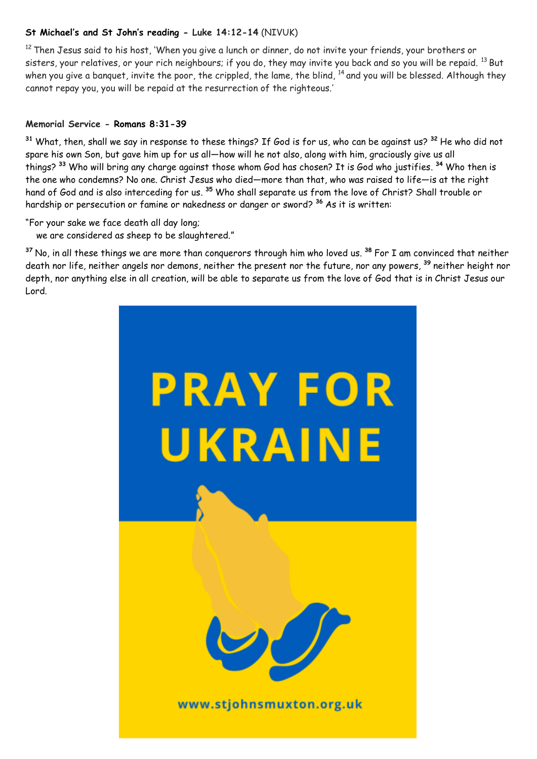**St Michael's and St John's reading - Luke 14:12-14** (NIVUK)

[12] Then Jesus said to his host, 'When you give a lunch or dinner, do not invite your friends, your brothers or sisters, your relatives, or your rich neighbours; if you do, they may invite you back and so you will be repaid. [13] But when you give a banquet, invite the poor, the crippled, the lame, the blind, [14] and you will be blessed. Although they cannot repay you, you will be repaid at the resurrection of the righteous.'

**Memorial Service - Romans 8:31-39**

[31] What, then, shall we say in response to these things? If God is for us, who can be against us? [32] He who did not spare his own Son, but gave him up for us all—how will he not also, along with him, graciously give us all things? [33] Who will bring any charge against those whom God has chosen? It is God who justifies. [34] Who then is the one who condemns? No one. Christ Jesus who died—more than that, who was raised to life—is at the right hand of God and is also interceding for us. [35] Who shall separate us from the love of Christ? Shall trouble or hardship or persecution or famine or nakedness or danger or sword? [36] As it is written:

"For your sake we face death all day long;
we are considered as sheep to be slaughtered."

[37] No, in all these things we are more than conquerors through him who loved us. [38] For I am convinced that neither death nor life, neither angels nor demons, neither the present nor the future, nor any powers, [39] neither height nor depth, nor anything else in all creation, will be able to separate us from the love of God that is in Christ Jesus our Lord.

PRAY FOR UKRAINE

www.stjohnsmuxton.org.uk